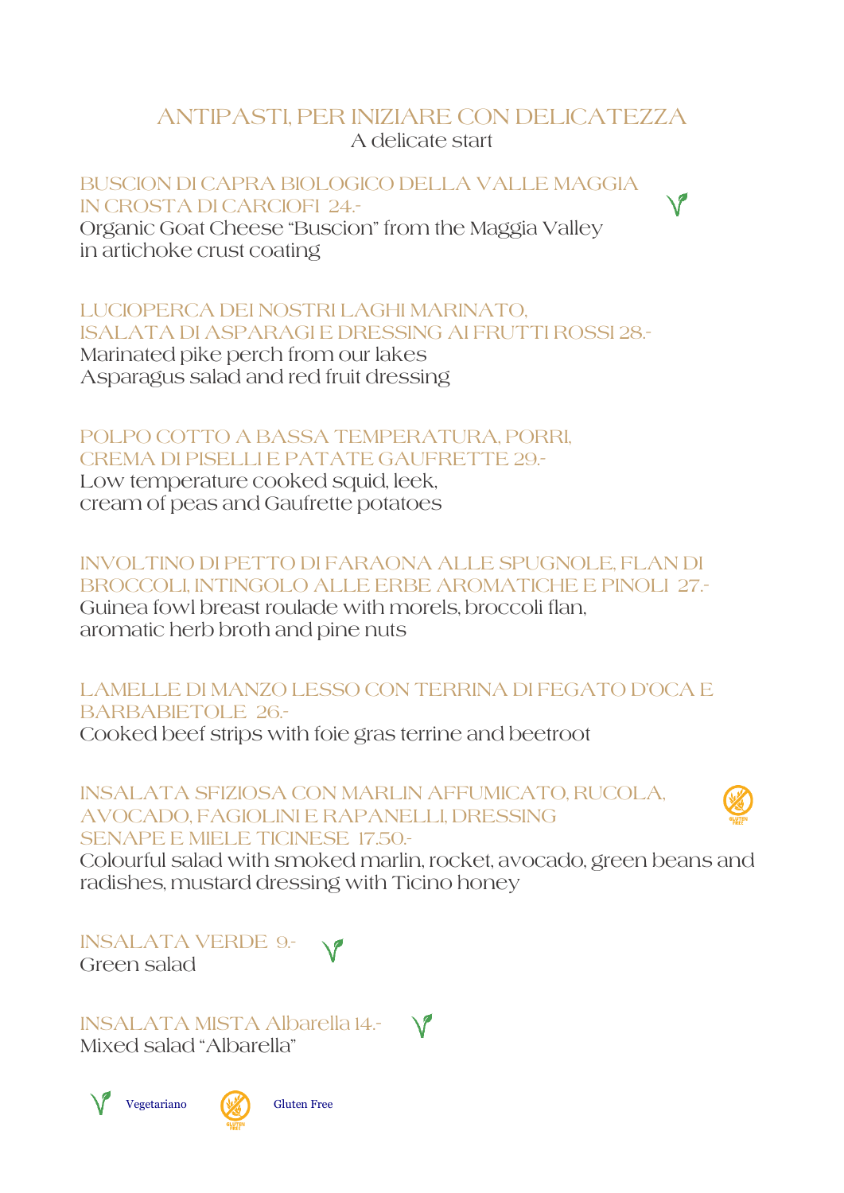# ANTIPASTI, PER INIZIARE CON DELICATEZZA

A delicate start

**BUSCION DI CAPRA BIOLOGICO DELLA VALLE MAGGIA IN CROSTA DI CARCIOFI 24.-** (Vegetariano)
Organic Goat Cheese "Buscion" from the Maggia Valley in artichoke crust coating

**LUCIOPERCA DEI NOSTRI LAGHI MARINATO, ISALATA DI ASPARAGI E DRESSING AI FRUTTI ROSSI 28.-**
Marinated pike perch from our lakes
Asparagus salad and red fruit dressing

**POLPO COTTO A BASSA TEMPERATURA, PORRI, CREMA DI PISELLI E PATATE GAUFRETTE 29.-**
Low temperature cooked squid, leek, cream of peas and Gaufrette potatoes

**INVOLTINO DI PETTO DI FARAONA ALLE SPUGNOLE, FLAN DI BROCCOLI, INTINGOLO ALLE ERBE AROMATICHE E PINOLI 27.-**
Guinea fowl breast roulade with morels, broccoli flan, aromatic herb broth and pine nuts

**LAMELLE DI MANZO LESSO CON TERRINA DI FEGATO D'OCA E BARBABIETOLE 26.-**
Cooked beef strips with foie gras terrine and beetroot

**INSALATA SFIZIOSA CON MARLIN AFFUMICATO, RUCOLA, AVOCADO, FAGIOLINI E RAPANELLI, DRESSING SENAPE E MIELE TICINESE 17.50.-** (Gluten Free)
Colourful salad with smoked marlin, rocket, avocado, green beans and radishes, mustard dressing with Ticino honey

**INSALATA VERDE 9.-** (Vegetariano)
Green salad

**INSALATA MISTA Albarella 14.-** (Vegetariano)
Mixed salad "Albarella"

Vegetariano — Gluten Free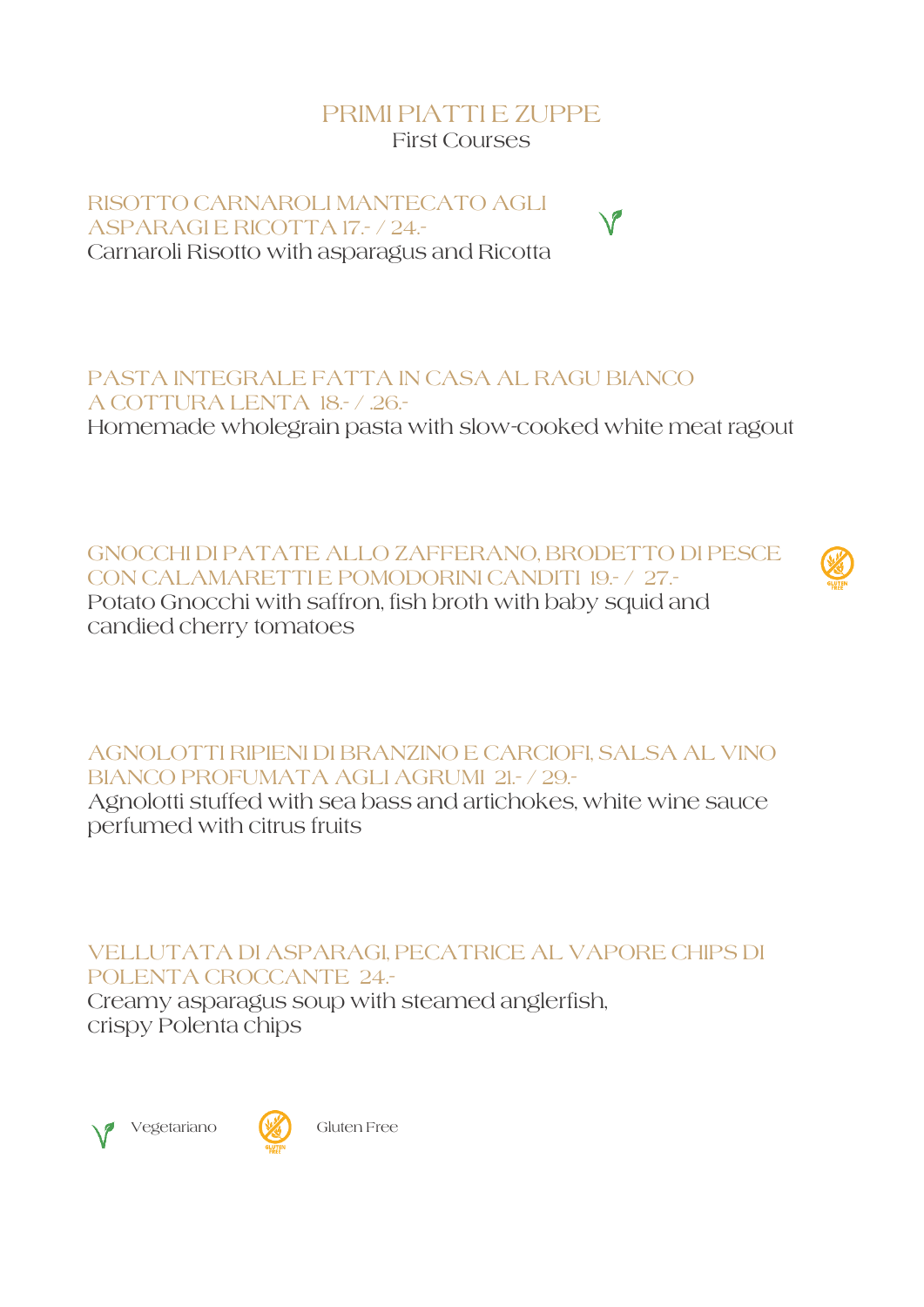# PRIMI PIATTI E ZUPPE

First Courses

## RISOTTO CARNAROLI MANTECATO AGLI ASPARAGI E RICOTTA 17.- / 24.-

Carnaroli Risotto with asparagus and Ricotta

(Vegetariano)

## PASTA INTEGRALE FATTA IN CASA AL RAGU BIANCO A COTTURA LENTA 18.- / .26.-

Homemade wholegrain pasta with slow-cooked white meat ragout

## GNOCCHI DI PATATE ALLO ZAFFERANO, BRODETTO DI PESCE CON CALAMARETTI E POMODORINI CANDITI 19.- / 27.-

Potato Gnocchi with saffron, fish broth with baby squid and candied cherry tomatoes

(Gluten Free)

## AGNOLOTTI RIPIENI DI BRANZINO E CARCIOFI, SALSA AL VINO BIANCO PROFUMATA AGLI AGRUMI 21.- / 29.-

Agnolotti stuffed with sea bass and artichokes, white wine sauce perfumed with citrus fruits

## VELLUTATA DI ASPARAGI, PECATRICE AL VAPORE CHIPS DI POLENTA CROCCANTE 24.-

Creamy asparagus soup with steamed anglerfish, crispy Polenta chips

Vegetariano    Gluten Free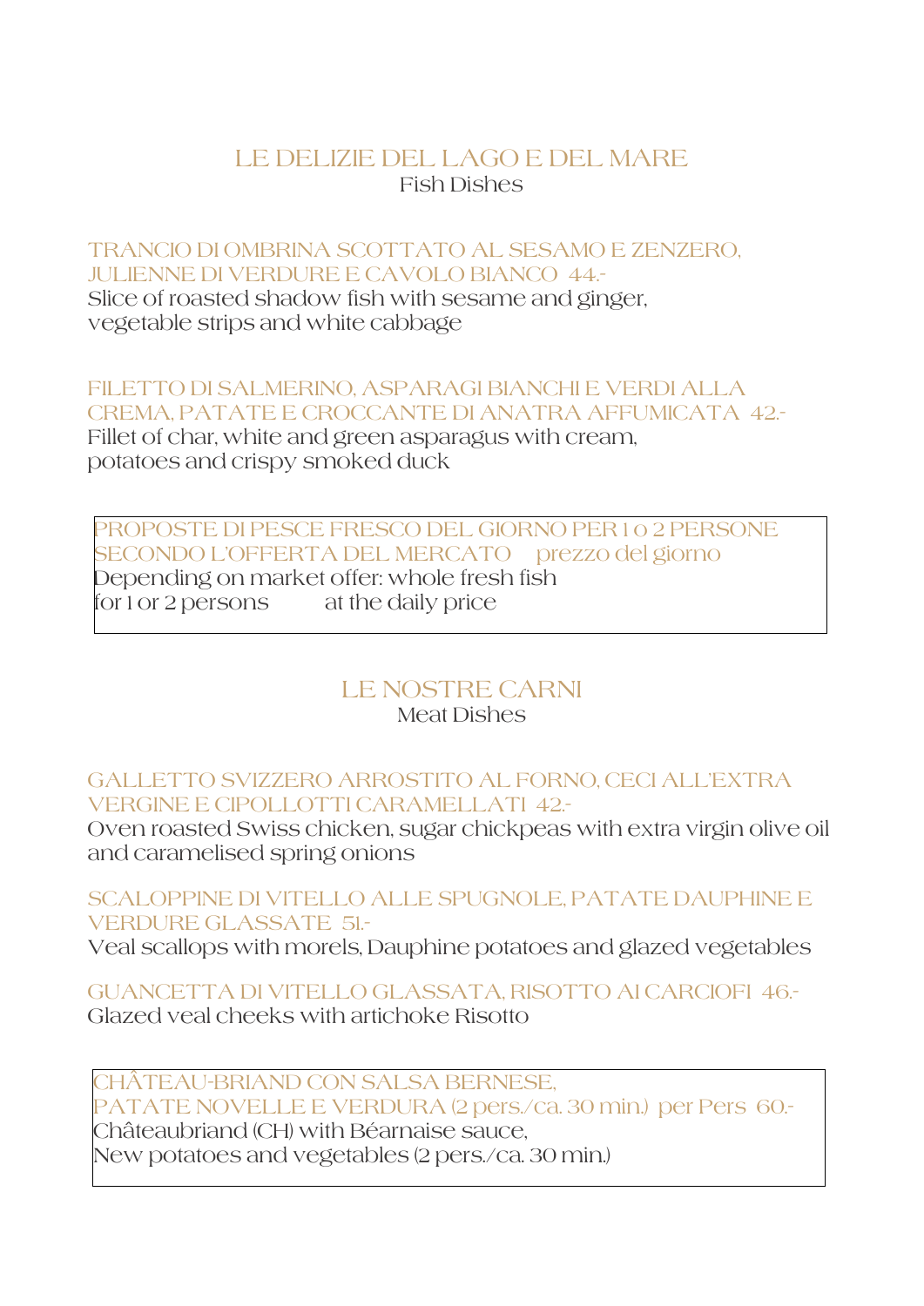## LE DELIZIE DEL LAGO E DEL MARE
Fish Dishes

TRANCIO DI OMBRINA SCOTTATO AL SESAMO E ZENZERO, JULIENNE DI VERDURE E CAVOLO BIANCO 44.-
Slice of roasted shadow fish with sesame and ginger, vegetable strips and white cabbage

FILETTO DI SALMERINO, ASPARAGI BIANCHI E VERDI ALLA CREMA, PATATE E CROCCANTE DI ANATRA AFFUMICATA 42.-
Fillet of char, white and green asparagus with cream, potatoes and crispy smoked duck

PROPOSTE DI PESCE FRESCO DEL GIORNO PER 1 o 2 PERSONE SECONDO L'OFFERTA DEL MERCATO prezzo del giorno
Depending on market offer: whole fresh fish for 1 or 2 persons at the daily price

## LE NOSTRE CARNI
Meat Dishes

GALLETTO SVIZZERO ARROSTITO AL FORNO, CECI ALL'EXTRA VERGINE E CIPOLLOTTI CARAMELLATI 42.-
Oven roasted Swiss chicken, sugar chickpeas with extra virgin olive oil and caramelised spring onions

SCALOPPINE DI VITELLO ALLE SPUGNOLE, PATATE DAUPHINE E VERDURE GLASSATE 51.-
Veal scallops with morels, Dauphine potatoes and glazed vegetables

GUANCETTA DI VITELLO GLASSATA, RISOTTO AI CARCIOFI 46.-
Glazed veal cheeks with artichoke Risotto

CHÂTEAU-BRIAND CON SALSA BERNESE, PATATE NOVELLE E VERDURA (2 pers./ca. 30 min.) per Pers 60.-
Châteaubriand (CH) with Béarnaise sauce, New potatoes and vegetables (2 pers./ca. 30 min.)